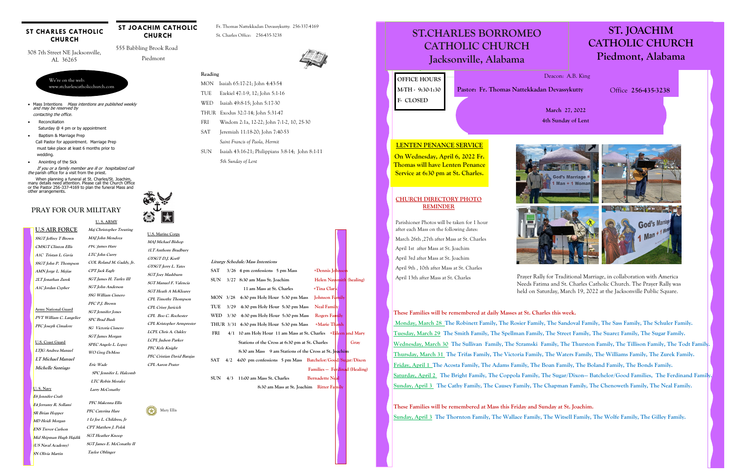## ST CHARLES CATHOLIC CHURCH

308 7th Street NE Jacksonville, AL 36265

## ST JOACHIM CATHOLIC CHURCH

555 Babbling Brook Road

Piedmont

Fr. Thomas Nattekkadan Devassykutty: 256-337-4169

St. Charles Office: 256-435-3238

We're on the web:
www.stcharlescatholicchurch.com

- Mass Intentions *Mass intentions are published weekly and may be reserved by contacting the office.*
- Reconciliation
  Saturday @ 4 pm or by appointment
- Baptism & Marriage Prep
  Call Pastor for appointment. Marriage Prep must take place at least 6 months prior to wedding.
- Anointing of the Sick
  *If you or a family member are ill or hospitalized call the* parish office for a visit from the priest.

When planning a funeral at St. Charles/St. Joachim, many details need attention. Please call the Church Office or the Pastor 256-337-4169 to plan the funeral Mass and other arrangements.

### Reading

MON Isaiah 65:17-21; John 4:43-54

TUE Ezekiel 47:1-9, 12; John 5:1-16

WED Isaiah 49:8-15; John 5:17-30

THUR Exodus 32:7-14; John 5:31-47

FRI Wisdom 2:1a, 12-22; John 7:1-2, 10, 25-30

SAT Jeremiah 11:18-20; John 7:40-53

*Saint Francis of Paola, Hermit*

SUN Isaiah 43:16-21; Philippians 3:8-14; John 8:1-11

*5th Sunday of Lent*

## PRAY FOR OUR MILITARY

**U.S AIR FORCE**
*SSGT Jeffrey T Brown*
*CMSGT Clinton Ellis*
*A1C Tristan L. Gavia*
*SSGT John P. Thompson*
*AMN Jorge L. Mejias*
*2LT Jonathan Zurek*
*A1C Jordan Cypher*

**Army National Guard**
*PVT William C. Langelier*
*PFC Joseph Cimalore*

**U.S. Coast Guard**
*LTJG Andrea Manuel*
*LT Michael Manuel*
*Michelle Santiago*

**U. S. Navy**
*E6 Jennifer Craft*
*E4 Jerramy R. Sollami*
*SR Brian Hopper*
*MD Heidi Morgan*
*ENS Trevor Carlson*
*Mid Shipman Hugh Hajdik (US Naval Academy)*
*SN Olivia Martin*

**U. S. ARMY**
*Maj Christopher Treuting*
*MAJ John Mendoza*
*PFC James Hare*
*LTC John Curry*
*COL Roland M. Gaddy, Jr.*
*CPT Jack Eagly*
*SGT James H. Turley III*
*SGT John Anderson*
*SSG William Cisnero*
*PFC P.J. Brown*
*SGT Jennifer Jones*
*SPC Brad Bush*
*SG Victoria Cisnero*
*SGT James Morgan*
*SPEC Angelo L. Lopez*
*WO Greg DeMoss*
*Eric Wade*
*SPC Jennifer L. Halcomb*
*LTC Robin Moralez*
*Larry McConathy*
*PFC Makenna Ellis*
*PFC Caterina Hare*
*1 Lt Joe L. Childress, Jr*
*CPT Matthew J. Polek*
*SGT Heather Knoop*
*SGT James E. McConathy II*
*Taylor Oblinger*

**U.S. Marine Corps**
*MAJ Michael Bishop*
*1LT Anthony Bradbury*
*GYSGT D.J. Korff*
*GYSGT Jerry L. Yates*
*SGT Joey Mashburn*
*SGT Manuel F. Valencia*
*SGT Heath A McKlearey*
*CPL Timothy Thompson*
*CPL Crissy Juricich*
*CPL Boo C. Rochester*
*CPL Kristopher Armprester*
*LCPL Chris A. Oakley*
*LCPL Judson Parker*
*PFC Kyle Knight*
*PFC Cristian David Barajas*
*CPL Aaron Prater*

Mary Ellis

### *Liturgy Schedule/Mass Intentions*

SAT 3/26 4 pm confessions 5 pm Mass — +Dennis Johnson

SUN 3/27 8:30 am Mass St. Joachim — Helen Naysmith (healing)
11 am Mass at St. Charles — +Tina Clark

MON 3/28 4:30 pm Holy Hour 5:30 pm Mass — Johnson Family

TUE 3/29 4:30 pm Holy Hour 5:30 pm Mass — Neal Family

WED 3/30 4:30 pm Holy Hour 5:30 pm Mass — Rogers Family

THUR 3/31 4:30 pm Holy Hour 5:30 pm Mass — +Marie Thanh

FRI 4/1 10 am Holy Hour 11 am Mass at St. Charles — +Eileen and Mary Gray
Stations of the Cross at 6:30 pm at St. Charles
8:30 am Mass 9 am Stations of the Cross at St. Joachim

SAT 4/2 4:00 pm confessions 5 pm Mass — Batchelor/Good/Sugar/Dixon Families — Ferdinand (Healing)

SUN 4/3 11:00 am Mass St. Charles — Bernadette Neal
8:30 am Mass at St. Joachim — Ritter Family

# ST.CHARLES BORROMEO CATHOLIC CHURCH Jacksonville, Alabama

# ST. JOACHIM CATHOLIC CHURCH Piedmont, Alabama

**OFFICE HOURS**
**M-TH - 9:30-1:30**
**F- CLOSED**

Deacon: A.B. King

**Pastor: Fr. Thomas Nattekkadan Devassykutty** Office **256-435-3238**

**March 27, 2022**
**4th Sunday of Lent**

### LENTEN PENANCE SERVICE

**On Wednesday, April 6, 2022 Fr. Thomas will have Lenten Penance Service at 6:30 pm at St. Charles.**

### CHURCH DIRECTORY PHOTO REMINDER

Parishioner Photos will be taken for 1 hour after each Mass on the following dates:

March 26th ,27th after Mass at St. Charles

April 1st after Mass at St. Joachim

April 3rd after Mass at St. Joachim

April 9th , 10th after Mass at St. Charles

April 13th after Mass at St. Charles

Prayer Rally for Traditional Marriage, in collaboration with America Needs Fatima and St. Charles Catholic Church. The Prayer Rally was held on Saturday, March 19, 2022 at the Jacksonville Public Square.

**These Families will be remembered at daily Masses at St. Charles this week.**

**Monday, March 28** The Robinett Family, The Rosier Family, The Sandoval Family, The Sass Family, The Schuler Family.

**Tuesday, March 29** The Smith Family, The Spellman Family, The Street Family, The Suarez Family, The Sugar Family.

**Wednesday, March 30** The Sullivan Family, The Szramski Family, The Thurston Family, The Tillison Family, The Todt Family.

**Thursday, March 31** The Trifas Family, The Victoria Family, The Waters Family, The Williams Family, The Zurek Family.

**Friday, April 1** The Acosta Family, The Adams Family, The Boan Family, The Boland Family, The Bonds Family.

**Saturday, April 2** The Bright Family, The Coppola Family, The Sugar/Dixon— Batchelor/Good Families, The Ferdinand Family.

**Sunday, April 3** The Cathy Family, The Causey Family, The Chapman Family, The Chenoweth Family, The Neal Family.

**These Families will be remembered at Mass this Friday and Sunday at St. Joachim.**

**Sunday, April 3** The Thornton Family, The Wallace Family, The Witsell Family, The Wolfe Family, The Gilley Family.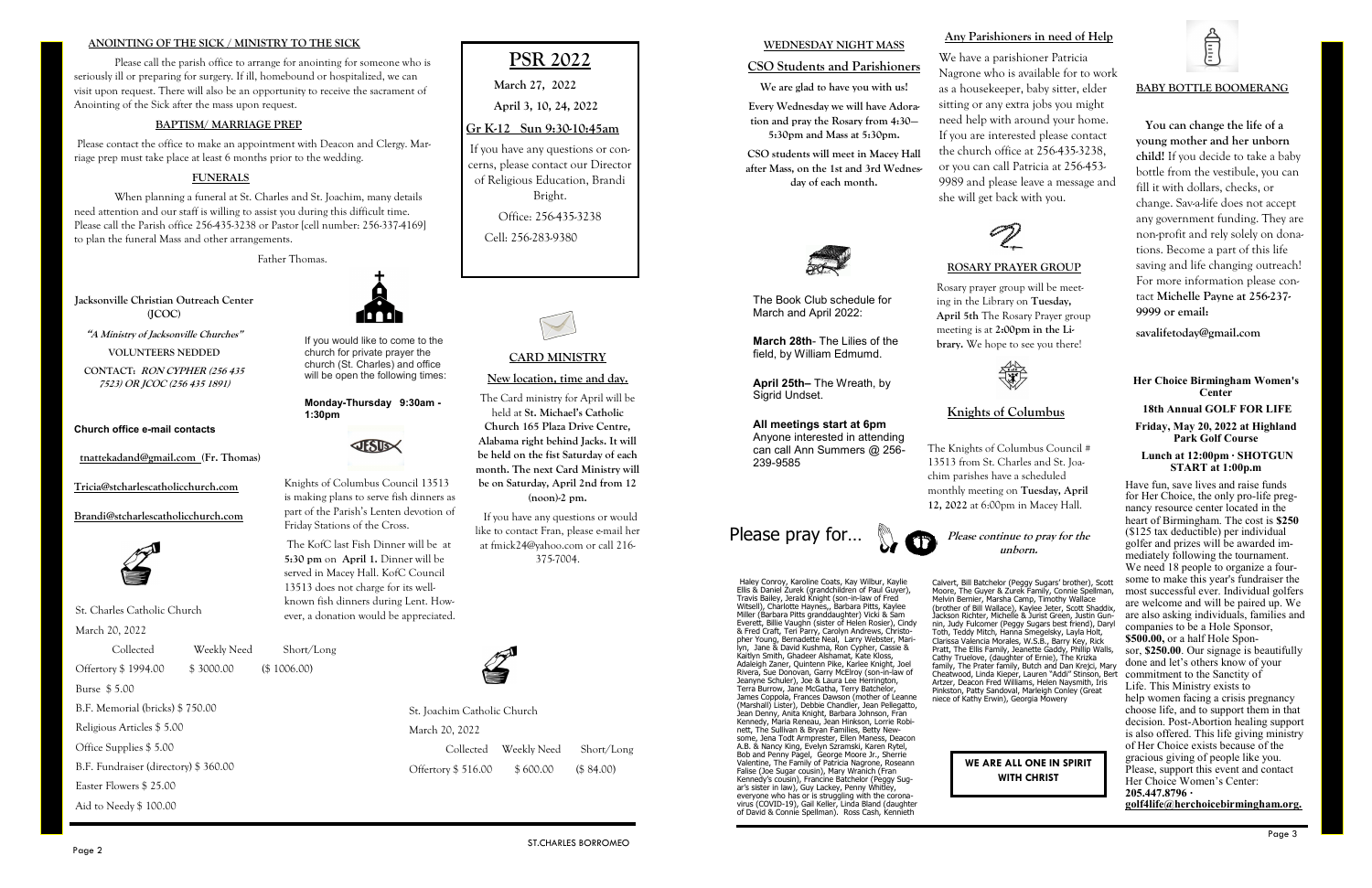## ANOINTING OF THE SICK / MINISTRY TO THE SICK

Please call the parish office to arrange for anointing for someone who is seriously ill or preparing for surgery. If ill, homebound or hospitalized, we can visit upon request. There will also be an opportunity to receive the sacrament of Anointing of the Sick after the mass upon request.

## BAPTISM/ MARRIAGE PREP

Please contact the office to make an appointment with Deacon and Clergy. Marriage prep must take place at least 6 months prior to the wedding.

## FUNERALS

When planning a funeral at St. Charles and St. Joachim, many details need attention and our staff is willing to assist you during this difficult time. Please call the Parish office 256-435-3238 or Pastor [cell number: 256-337-4169] to plan the funeral Mass and other arrangements.

Father Thomas.

**Jacksonville Christian Outreach Center (JCOC)**

***"A Ministry of Jacksonville Churches"***

**VOLUNTEERS NEDDED**

**CONTACT: *RON CYPHER (256 435 7523) OR JCOC (256 435 1891)***

If you would like to come to the church for private prayer the church (St. Charles) and office will be open the following times:

**Monday-Thursday 9:30am - 1:30pm**

**Church office e-mail contacts**

**tnattekadand@gmail.com (Fr. Thomas)**

**Tricia@stcharlescatholicchurch.com**

**Brandi@stcharlescatholicchurch.com**

Knights of Columbus Council 13513 is making plans to serve fish dinners as part of the Parish's Lenten devotion of Friday Stations of the Cross.

The KofC last Fish Dinner will be at **5:30 pm** on **April 1.** Dinner will be served in Macey Hall. KofC Council 13513 does not charge for its well-known fish dinners during Lent. However, a donation would be appreciated.

St. Charles Catholic Church

March 20, 2022

| Collected | Weekly Need | Short/Long |
|---|---|---|
| Offertory $ 1994.00 | $ 3000.00 | ($ 1006.00) |

Burse $ 5.00

B.F. Memorial (bricks) $ 750.00

Religious Articles $ 5.00

Office Supplies $ 5.00

B.F. Fundraiser (directory) $ 360.00

Easter Flowers $ 25.00

Aid to Needy $ 100.00

# PSR 2022

**March 27, 2022**

**April 3, 10, 24, 2022**

**Gr K-12 Sun 9:30-10:45am**

If you have any questions or concerns, please contact our Director of Religious Education, Brandi Bright.

Office: 256-435-3238

Cell: 256-283-9380

## CARD MINISTRY

**New location, time and day.**

The Card ministry for April will be held at **St. Michael's Catholic Church 165 Plaza Drive Centre, Alabama right behind Jacks. It will be held on the fist Saturday of each month. The next Card Ministry will be on Saturday, April 2nd from 12 (noon)-2 pm.**

If you have any questions or would like to contact Fran, please e-mail her at fmick24@yahoo.com or call 216-375-7004.

St. Joachim Catholic Church

March 20, 2022

| Collected | Weekly Need | Short/Long |
|---|---|---|
| Offertory $ 516.00 | $ 600.00 | ($ 84.00) |

## WEDNESDAY NIGHT MASS

## CSO Students and Parishioners

**We are glad to have you with us!**

**Every Wednesday we will have Adoration and pray the Rosary from 4:30—5:30pm and Mass at 5:30pm.**

**CSO students will meet in Macey Hall after Mass, on the 1st and 3rd Wednesday of each month.**

The Book Club schedule for March and April 2022:

**March 28th**- The Lilies of the field, by William Edmumd.

**April 25th–** The Wreath, by Sigrid Undset.

**All meetings start at 6pm**
Anyone interested in attending can call Ann Summers @ 256-239-9585

## Any Parishioners in need of Help

We have a parishioner Patricia Nagrone who is available for to work as a housekeeper, baby sitter, elder sitting or any extra jobs you might need help with around your home. If you are interested please contact the church office at 256-435-3238, or you can call Patricia at 256-453-9989 and please leave a message and she will get back with you.

## ROSARY PRAYER GROUP

Rosary prayer group will be meeting in the Library on **Tuesday, April 5th** The Rosary Prayer group meeting is at **2:00pm in the Library.** We hope to see you there!

## Knights of Columbus

The Knights of Columbus Council # 13513 from St. Charles and St. Joachim parishes have a scheduled monthly meeting on **Tuesday, April 12, 2022** at 6:00pm in Macey Hall.

# Please pray for…

***Please continue to pray for the unborn.***

Haley Conroy, Karoline Coats, Kay Wilbur, Kaylie Ellis & Daniel Zurek (grandchildren of Paul Guyer), Travis Bailey, Jerald Knight (son-in-law of Fred Witsell), Charlotte Haynes,, Barbara Pitts, Kaylee Miller (Barbara Pitts granddaughter) Vicki & Sam Everett, Billie Vaughn (sister of Helen Rosier), Cindy & Fred Craft, Teri Parry, Carolyn Andrews, Christopher Young, Bernadette Neal, Larry Webster, Marilyn, Jane & David Kushma, Ron Cypher, Cassie & Kaitlyn Smith, Ghadeer Alshamat, Kate Kloss, Adaleigh Zaner, Quintenn Pike, Karlee Knight, Joel Rivera, Sue Donovan, Garry McElroy (son-in-law of Jeanyne Schuler), Joe & Laura Lee Herrington, Terra Burrow, Jane McGatha, Terry Batchelor, James Coppola, Frances Dawson (mother of Leanne (Marshall) Lister), Debbie Chandler, Jean Pellegatto, Jean Denny, Anita Knight, Barbara Johnson, Fran Kennedy, Maria Reneau, Jean Hinkson, Lorrie Robinett, The Sullivan & Bryan Families, Betty Newsome, Jena Todt Armprester, Ellen Maness, Deacon A.B. & Nancy King, Evelyn Szramski, Karen Rytel, Bob and Penny Pagel, George Moore Jr., Sherrie Valentine, The Family of Patricia Nagrone, Roseann Falise (Joe Sugar cousin), Mary Wranich (Fran Kennedy's cousin), Francine Batchelor (Peggy Sugar's sister in law), Guy Lackey, Penny Whitley, everyone who has or is struggling with the coronavirus (COVID-19), Gail Keller, Linda Bland (daughter of David & Connie Spellman). Ross Cash, Kennieth Calvert, Bill Batchelor (Peggy Sugars' brother), Scott Moore, The Guyer & Zurek Family, Connie Spellman, Melvin Bernier, Marsha Camp, Timothy Wallace (brother of Bill Wallace), Kaylee Jeter, Scott Shaddix, Jackson Richter, Michelle & Jurist Green, Justin Gunnin, Judy Fulcomer (Peggy Sugars best friend), Daryl Toth, Teddy Mitch, Hanna Smegelsky, Layla Holt, Clarissa Valencia Morales, W.S.B., Barry Key, Rick Pratt, The Ellis Family, Jeanette Gaddy, Phillip Walls, Cathy Truelove, (daughter of Ernie), The Krizka family, The Prater family, Butch and Dan Krejci, Mary Cheatwood, Linda Kieper, Lauren "Addi" Stinson, Bert Artzer, Deacon Fred Williams, Helen Naysmith, Iris Pinkston, Patty Sandoval, Marleigh Conley (Great niece of Kathy Erwin), Georgia Mowery

**WE ARE ALL ONE IN SPIRIT WITH CHRIST**

## BABY BOTTLE BOOMERANG

**You can change the life of a young mother and her unborn child!** If you decide to take a baby bottle from the vestibule, you can fill it with dollars, checks, or change. Sav-a-life does not accept any government funding. They are non-profit and rely solely on donations. Become a part of this life saving and life changing outreach! For more information please contact **Michelle Payne at 256-237-9999 or email:**

**savalifetoday@gmail.com**

**Her Choice Birmingham Women's Center**

**18th Annual GOLF FOR LIFE**

**Friday, May 20, 2022 at Highland Park Golf Course**

**Lunch at 12:00pm · SHOTGUN START at 1:00p.m**

Have fun, save lives and raise funds for Her Choice, the only pro-life pregnancy resource center located in the heart of Birmingham. The cost is **$250** ($125 tax deductible) per individual golfer and prizes will be awarded immediately following the tournament. We need 18 people to organize a foursome to make this year's fundraiser the most successful ever. Individual golfers are welcome and will be paired up. We are also asking individuals, families and companies to be a Hole Sponsor, **$500.00,** or a half Hole Sponsor, **$250.00**. Our signage is beautifully done and let's others know of your commitment to the Sanctity of Life. This Ministry exists to help women facing a crisis pregnancy choose life, and to support them in that decision. Post-Abortion healing support is also offered. This life giving ministry of Her Choice exists because of the gracious giving of people like you. Please, support this event and contact Her Choice Women's Center: **205.447.8796 · golf4life@herchoicebirmingham.org.**